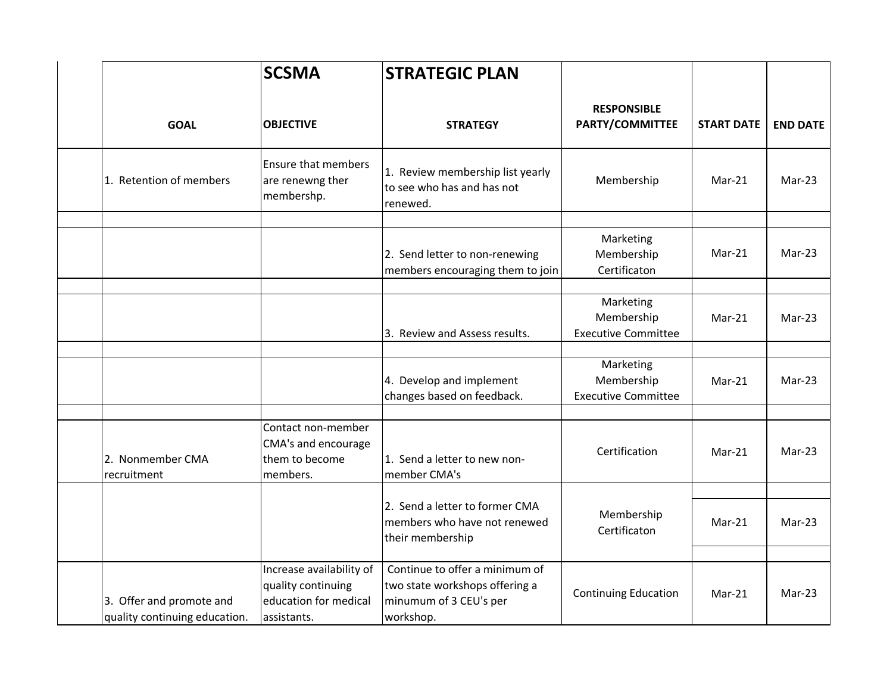| | SCSMA | STRATEGIC PLAN | | | |
|---|---|---|---|---|---|
| **GOAL** | **OBJECTIVE** | **STRATEGY** | **RESPONSIBLE PARTY/COMMITTEE** | **START DATE** | **END DATE** |
| 1. Retention of members | Ensure that members are renewng ther membershp. | 1. Review membership list yearly to see who has and has not renewed. | Membership | Mar-21 | Mar-23 |
| | | | | | |
| | | 2. Send letter to non-renewing members encouraging them to join | Marketing Membership Certificaton | Mar-21 | Mar-23 |
| | | | | | |
| | | 3. Review and Assess results. | Marketing Membership Executive Committee | Mar-21 | Mar-23 |
| | | | | | |
| | | 4. Develop and implement changes based on feedback. | Marketing Membership Executive Committee | Mar-21 | Mar-23 |
| | | | | | |
| 2. Nonmember CMA recruitment | Contact non-member CMA's and encourage them to become members. | 1. Send a letter to new non-member CMA's | Certification | Mar-21 | Mar-23 |
| | | 2. Send a letter to former CMA members who have not renewed their membership | Membership Certificaton | Mar-21 | Mar-23 |
| 3. Offer and promote and quality continuing education. | Increase availability of quality continuing education for medical assistants. | Continue to offer a minimum of two state workshops offering a minumum of 3 CEU's per workshop. | Continuing Education | Mar-21 | Mar-23 |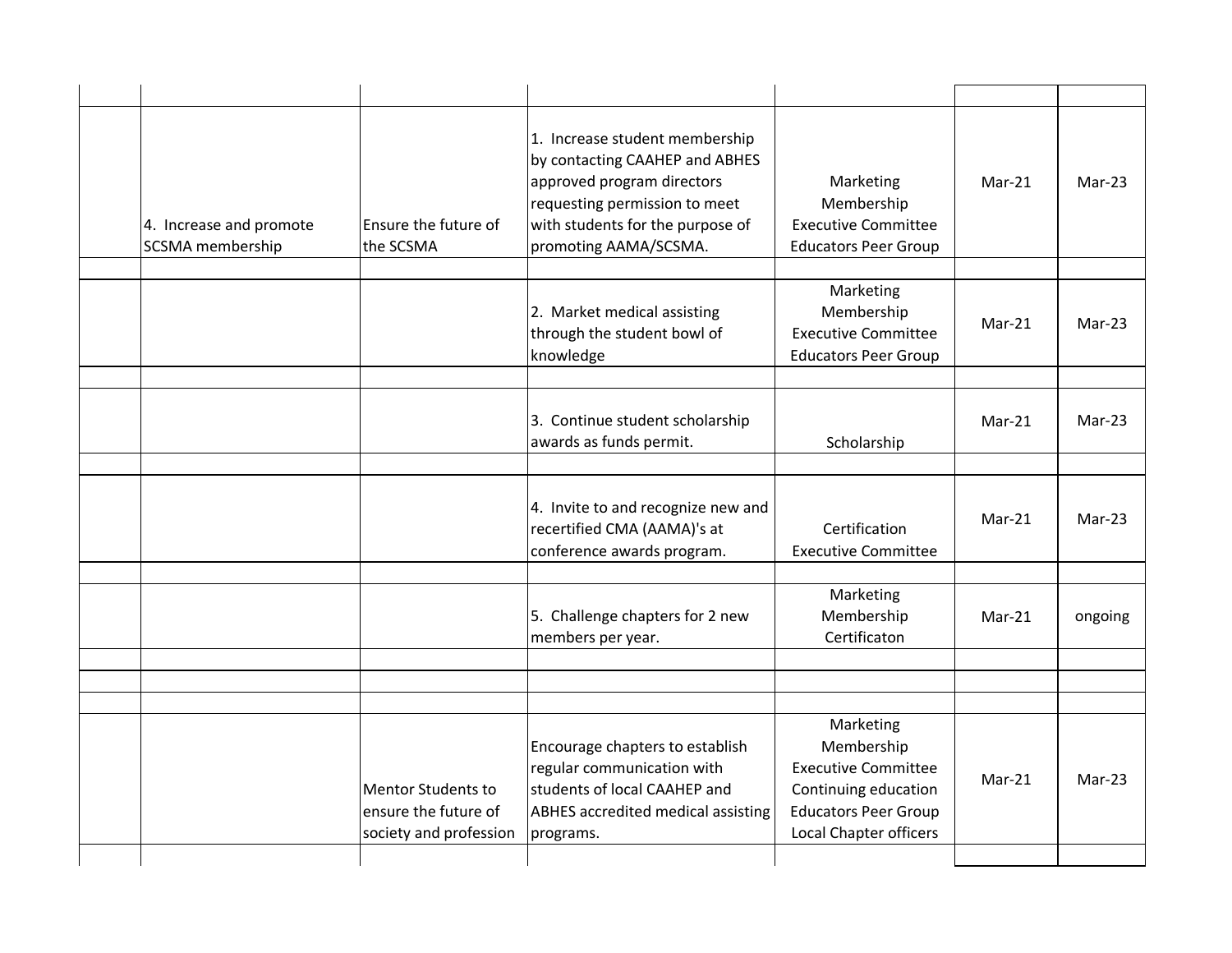| | | | | | | |
|---|---|---|---|---|---|---|
| | 4. Increase and promote SCSMA membership | Ensure the future of the SCSMA | 1. Increase student membership by contacting CAAHEP and ABHES approved program directors requesting permission to meet with students for the purpose of promoting AAMA/SCSMA. | Marketing<br>Membership<br>Executive Committee<br>Educators Peer Group | Mar-21 | Mar-23 |
| | | | 2. Market medical assisting through the student bowl of knowledge | Marketing<br>Membership<br>Executive Committee<br>Educators Peer Group | Mar-21 | Mar-23 |
| | | | 3. Continue student scholarship awards as funds permit. | Scholarship | Mar-21 | Mar-23 |
| | | | 4. Invite to and recognize new and recertified CMA (AAMA)'s at conference awards program. | Certification<br>Executive Committee | Mar-21 | Mar-23 |
| | | | 5. Challenge chapters for 2 new members per year. | Marketing<br>Membership<br>Certificaton | Mar-21 | ongoing |
| | | Mentor Students to ensure the future of society and profession | Encourage chapters to establish regular communication with students of local CAAHEP and ABHES accredited medical assisting programs. | Marketing<br>Membership<br>Executive Committee<br>Continuing education<br>Educators Peer Group<br>Local Chapter officers | Mar-21 | Mar-23 |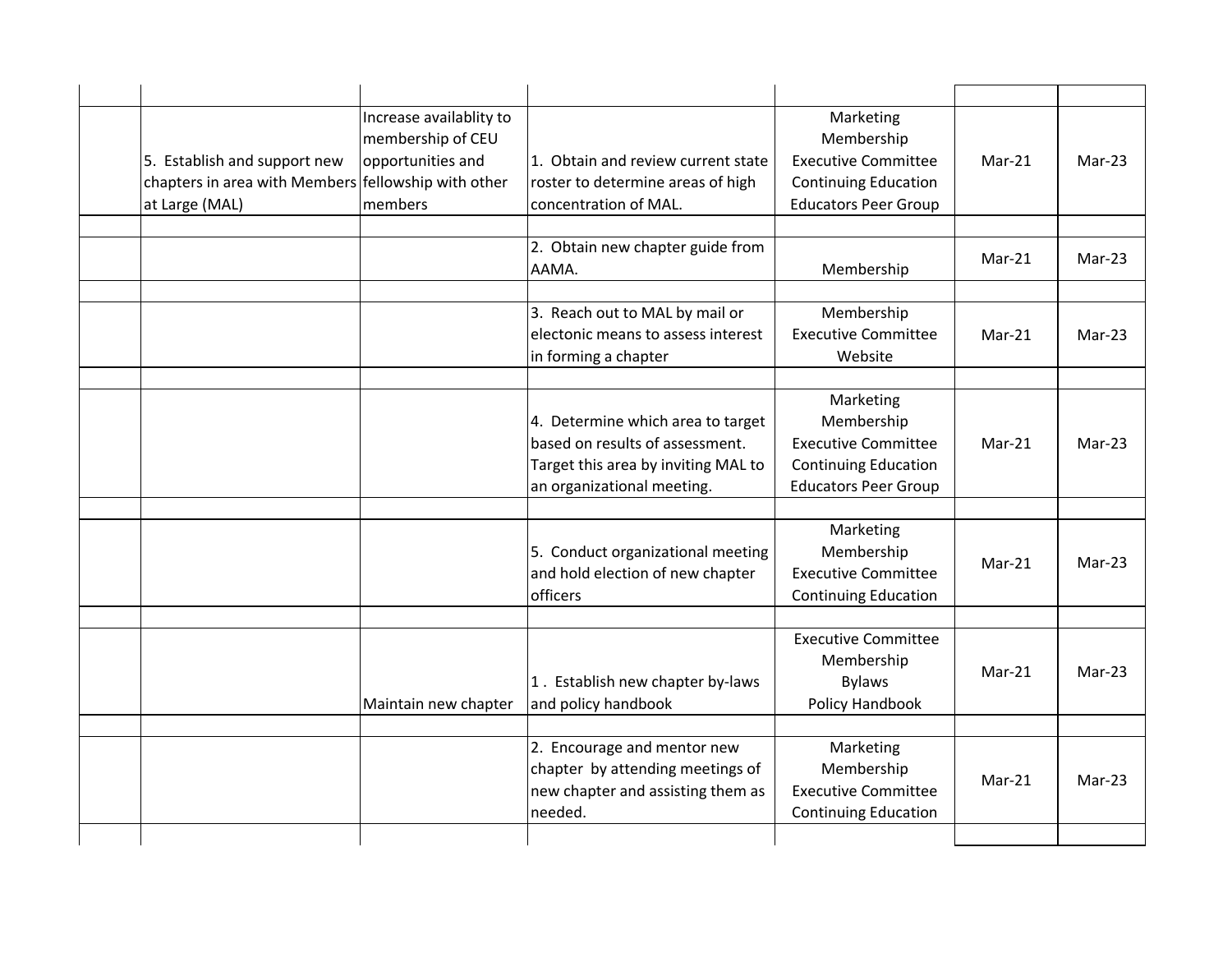| | | | | | | |
|---|---|---|---|---|---|---|
| | 5. Establish and support new chapters in area with Members at Large (MAL) | Increase availablity to membership of CEU opportunities and fellowship with other members | 1. Obtain and review current state roster to determine areas of high concentration of MAL. | Marketing<br>Membership<br>Executive Committee<br>Continuing Education<br>Educators Peer Group | Mar-21 | Mar-23 |
| | | | 2. Obtain new chapter guide from AAMA. | Membership | Mar-21 | Mar-23 |
| | | | 3. Reach out to MAL by mail or electonic means to assess interest in forming a chapter | Membership<br>Executive Committee<br>Website | Mar-21 | Mar-23 |
| | | | 4. Determine which area to target based on results of assessment. Target this area by inviting MAL to an organizational meeting. | Marketing<br>Membership<br>Executive Committee<br>Continuing Education<br>Educators Peer Group | Mar-21 | Mar-23 |
| | | | 5. Conduct organizational meeting and hold election of new chapter officers | Marketing<br>Membership<br>Executive Committee<br>Continuing Education | Mar-21 | Mar-23 |
| | | Maintain new chapter | 1 . Establish new chapter by-laws and policy handbook | Executive Committee<br>Membership<br>Bylaws<br>Policy Handbook | Mar-21 | Mar-23 |
| | | | 2. Encourage and mentor new chapter by attending meetings of new chapter and assisting them as needed. | Marketing<br>Membership<br>Executive Committee<br>Continuing Education | Mar-21 | Mar-23 |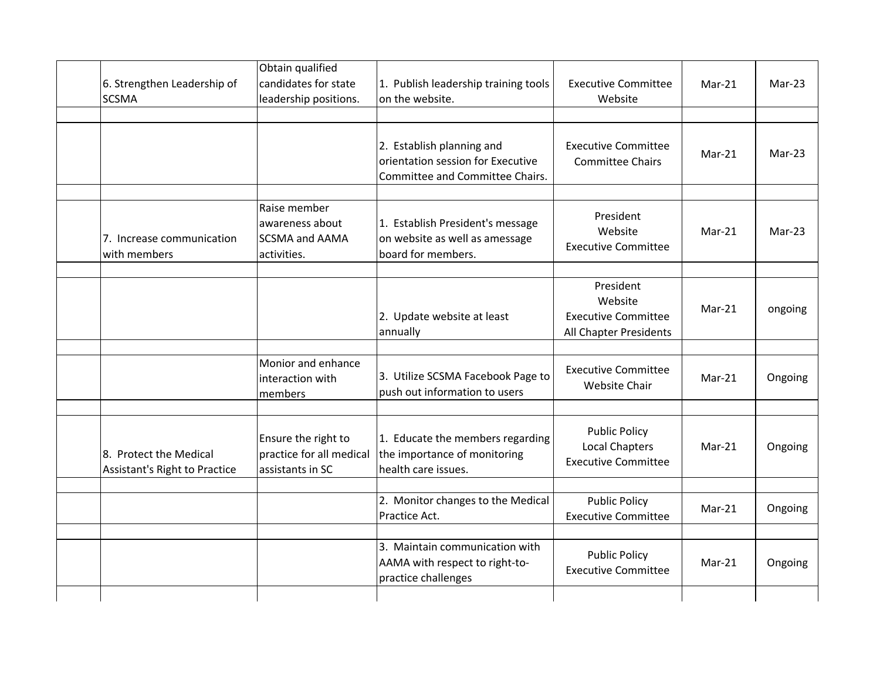| | | | | | | |
|---|---|---|---|---|---|---|
| | 6. Strengthen Leadership of SCSMA | Obtain qualified candidates for state leadership positions. | 1. Publish leadership training tools on the website. | Executive Committee Website | Mar-21 | Mar-23 |
| | | | 2. Establish planning and orientation session for Executive Committee and Committee Chairs. | Executive Committee Committee Chairs | Mar-21 | Mar-23 |
| | 7. Increase communication with members | Raise member awareness about SCSMA and AAMA activities. | 1. Establish President's message on website as well as amessage board for members. | President Website Executive Committee | Mar-21 | Mar-23 |
| | | | 2. Update website at least annually | President Website Executive Committee All Chapter Presidents | Mar-21 | ongoing |
| | | Monior and enhance interaction with members | 3. Utilize SCSMA Facebook Page to push out information to users | Executive Committee Website Chair | Mar-21 | Ongoing |
| | 8. Protect the Medical Assistant's Right to Practice | Ensure the right to practice for all medical assistants in SC | 1. Educate the members regarding the importance of monitoring health care issues. | Public Policy Local Chapters Executive Committee | Mar-21 | Ongoing |
| | | | 2. Monitor changes to the Medical Practice Act. | Public Policy Executive Committee | Mar-21 | Ongoing |
| | | | 3. Maintain communication with AAMA with respect to right-to-practice challenges | Public Policy Executive Committee | Mar-21 | Ongoing |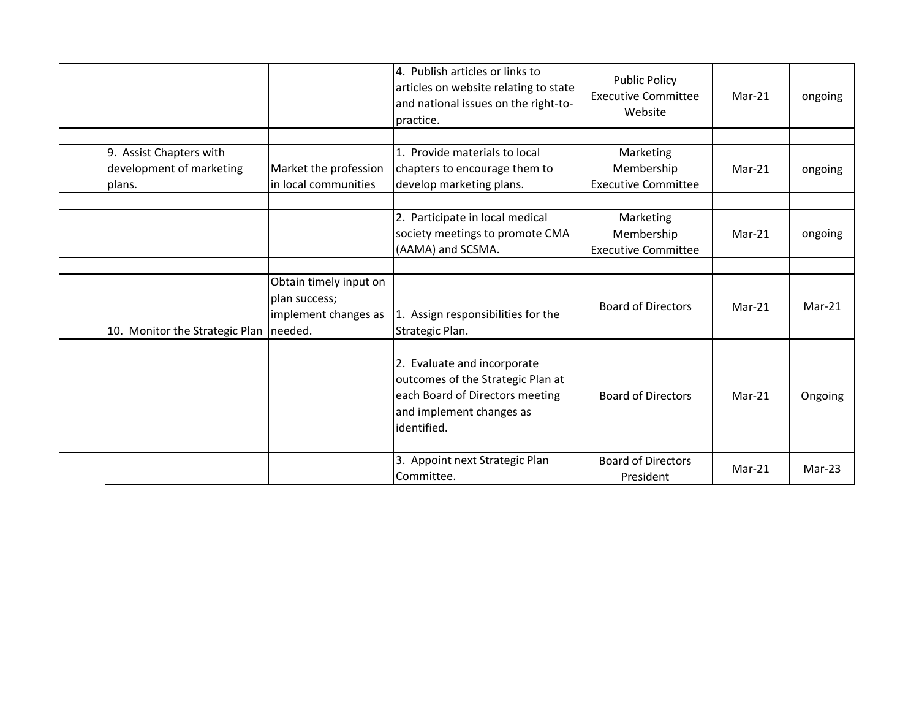| | | | | | | |
|---|---|---|---|---|---|---|
| | | | 4. Publish articles or links to articles on website relating to state and national issues on the right-to-practice. | Public Policy Executive Committee Website | Mar-21 | ongoing |
| | | | | | | |
| | 9. Assist Chapters with development of marketing plans. | Market the profession in local communities | 1. Provide materials to local chapters to encourage them to develop marketing plans. | Marketing Membership Executive Committee | Mar-21 | ongoing |
| | | | | | | |
| | | | 2. Participate in local medical society meetings to promote CMA (AAMA) and SCSMA. | Marketing Membership Executive Committee | Mar-21 | ongoing |
| | | | | | | |
| | 10. Monitor the Strategic Plan | Obtain timely input on plan success; implement changes as needed. | 1. Assign responsibilities for the Strategic Plan. | Board of Directors | Mar-21 | Mar-21 |
| | | | | | | |
| | | | 2. Evaluate and incorporate outcomes of the Strategic Plan at each Board of Directors meeting and implement changes as identified. | Board of Directors | Mar-21 | Ongoing |
| | | | | | | |
| | | | 3. Appoint next Strategic Plan Committee. | Board of Directors President | Mar-21 | Mar-23 |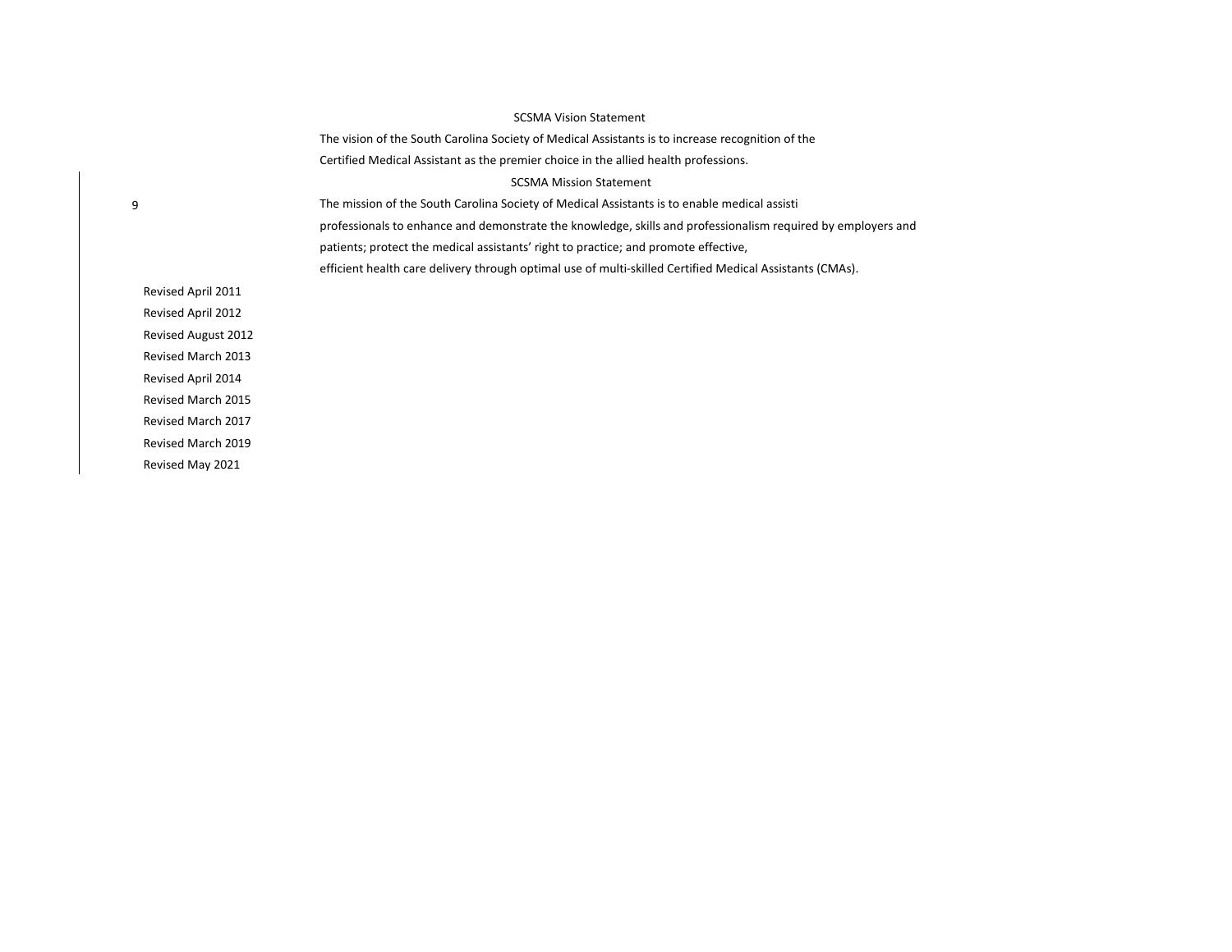## SCSMA Vision Statement

The vision of the South Carolina Society of Medical Assistants is to increase recognition of the Certified Medical Assistant as the premier choice in the allied health professions.

## SCSMA Mission Statement

The mission of the South Carolina Society of Medical Assistants is to enable medical assisti professionals to enhance and demonstrate the knowledge, skills and professionalism required by employers and patients; protect the medical assistants' right to practice; and promote effective, efficient health care delivery through optimal use of multi-skilled Certified Medical Assistants (CMAs).

Revised April 2011
Revised April 2012
Revised August 2012
Revised March 2013
Revised April 2014
Revised March 2015
Revised March 2017
Revised March 2019
Revised May 2021